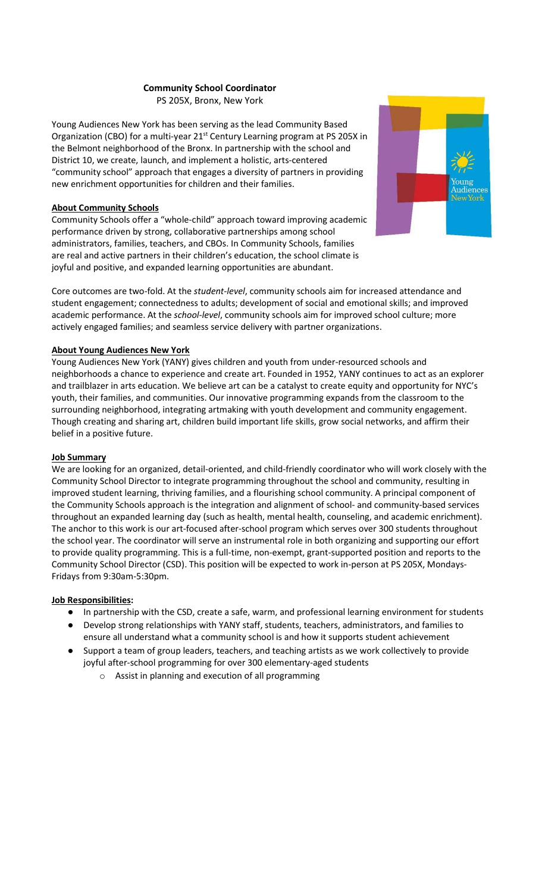**Community School Coordinator**
PS 205X, Bronx, New York

Young Audiences New York has been serving as the lead Community Based Organization (CBO) for a multi-year 21st Century Learning program at PS 205X in the Belmont neighborhood of the Bronx. In partnership with the school and District 10, we create, launch, and implement a holistic, arts-centered "community school" approach that engages a diversity of partners in providing new enrichment opportunities for children and their families.

**About Community Schools**

Community Schools offer a "whole-child" approach toward improving academic performance driven by strong, collaborative partnerships among school administrators, families, teachers, and CBOs. In Community Schools, families are real and active partners in their children's education, the school climate is joyful and positive, and expanded learning opportunities are abundant.

Core outcomes are two-fold. At the *student-level*, community schools aim for increased attendance and student engagement; connectedness to adults; development of social and emotional skills; and improved academic performance. At the *school-level*, community schools aim for improved school culture; more actively engaged families; and seamless service delivery with partner organizations.

**About Young Audiences New York**

Young Audiences New York (YANY) gives children and youth from under-resourced schools and neighborhoods a chance to experience and create art. Founded in 1952, YANY continues to act as an explorer and trailblazer in arts education. We believe art can be a catalyst to create equity and opportunity for NYC's youth, their families, and communities. Our innovative programming expands from the classroom to the surrounding neighborhood, integrating artmaking with youth development and community engagement. Though creating and sharing art, children build important life skills, grow social networks, and affirm their belief in a positive future.

**Job Summary**

We are looking for an organized, detail-oriented, and child-friendly coordinator who will work closely with the Community School Director to integrate programming throughout the school and community, resulting in improved student learning, thriving families, and a flourishing school community. A principal component of the Community Schools approach is the integration and alignment of school- and community-based services throughout an expanded learning day (such as health, mental health, counseling, and academic enrichment). The anchor to this work is our art-focused after-school program which serves over 300 students throughout the school year. The coordinator will serve an instrumental role in both organizing and supporting our effort to provide quality programming. This is a full-time, non-exempt, grant-supported position and reports to the Community School Director (CSD). This position will be expected to work in-person at PS 205X, Mondays-Fridays from 9:30am-5:30pm.

**Job Responsibilities:**

- In partnership with the CSD, create a safe, warm, and professional learning environment for students
- Develop strong relationships with YANY staff, students, teachers, administrators, and families to ensure all understand what a community school is and how it supports student achievement
- Support a team of group leaders, teachers, and teaching artists as we work collectively to provide joyful after-school programming for over 300 elementary-aged students
  - Assist in planning and execution of all programming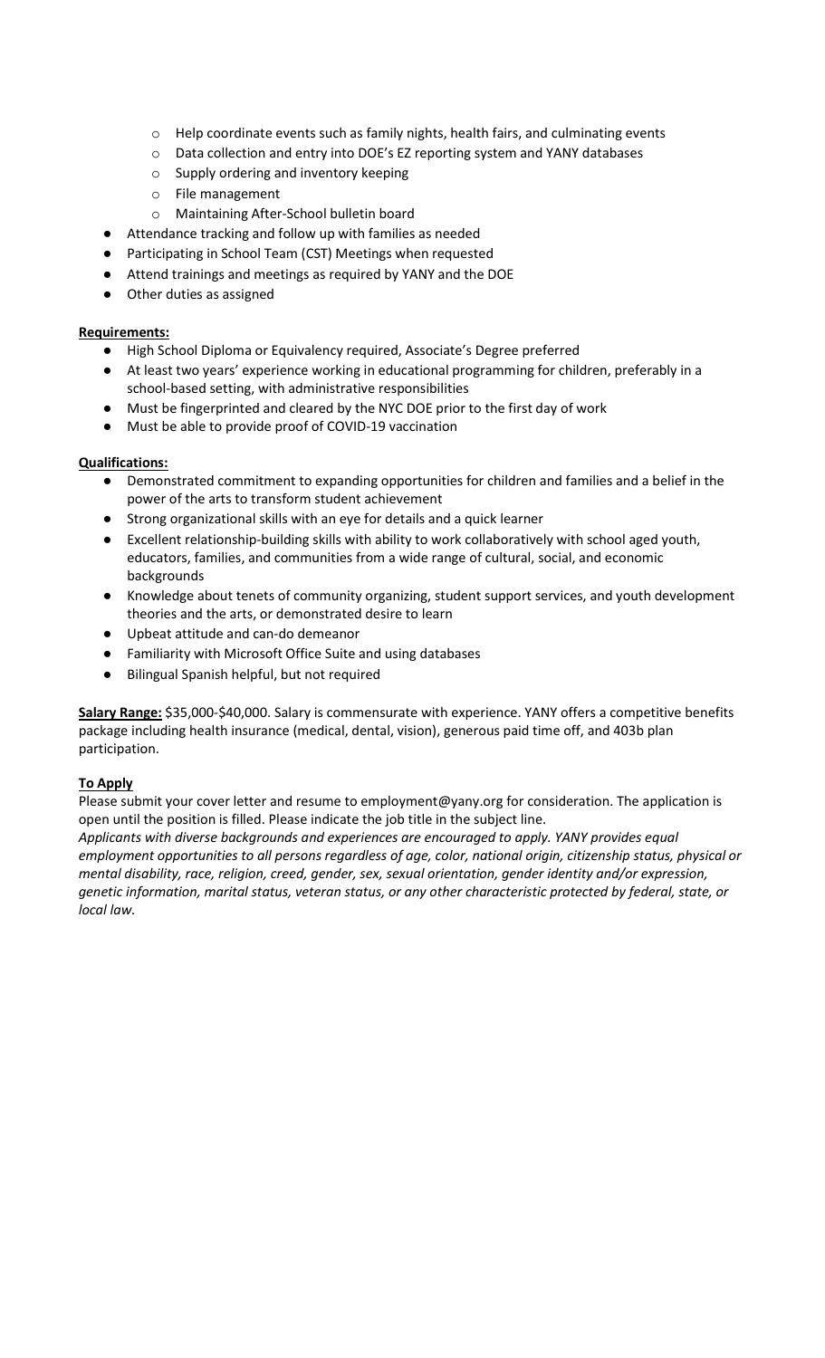- Help coordinate events such as family nights, health fairs, and culminating events
    - Data collection and entry into DOE's EZ reporting system and YANY databases
    - Supply ordering and inventory keeping
    - File management
    - Maintaining After-School bulletin board
- Attendance tracking and follow up with families as needed
- Participating in School Team (CST) Meetings when requested
- Attend trainings and meetings as required by YANY and the DOE
- Other duties as assigned

**Requirements:**

- High School Diploma or Equivalency required, Associate's Degree preferred
- At least two years' experience working in educational programming for children, preferably in a school-based setting, with administrative responsibilities
- Must be fingerprinted and cleared by the NYC DOE prior to the first day of work
- Must be able to provide proof of COVID-19 vaccination

**Qualifications:**

- Demonstrated commitment to expanding opportunities for children and families and a belief in the power of the arts to transform student achievement
- Strong organizational skills with an eye for details and a quick learner
- Excellent relationship-building skills with ability to work collaboratively with school aged youth, educators, families, and communities from a wide range of cultural, social, and economic backgrounds
- Knowledge about tenets of community organizing, student support services, and youth development theories and the arts, or demonstrated desire to learn
- Upbeat attitude and can-do demeanor
- Familiarity with Microsoft Office Suite and using databases
- Bilingual Spanish helpful, but not required

**Salary Range:** $35,000-$40,000. Salary is commensurate with experience. YANY offers a competitive benefits package including health insurance (medical, dental, vision), generous paid time off, and 403b plan participation.

**To Apply**

Please submit your cover letter and resume to employment@yany.org for consideration. The application is open until the position is filled. Please indicate the job title in the subject line.

*Applicants with diverse backgrounds and experiences are encouraged to apply. YANY provides equal employment opportunities to all persons regardless of age, color, national origin, citizenship status, physical or mental disability, race, religion, creed, gender, sex, sexual orientation, gender identity and/or expression, genetic information, marital status, veteran status, or any other characteristic protected by federal, state, or local law.*